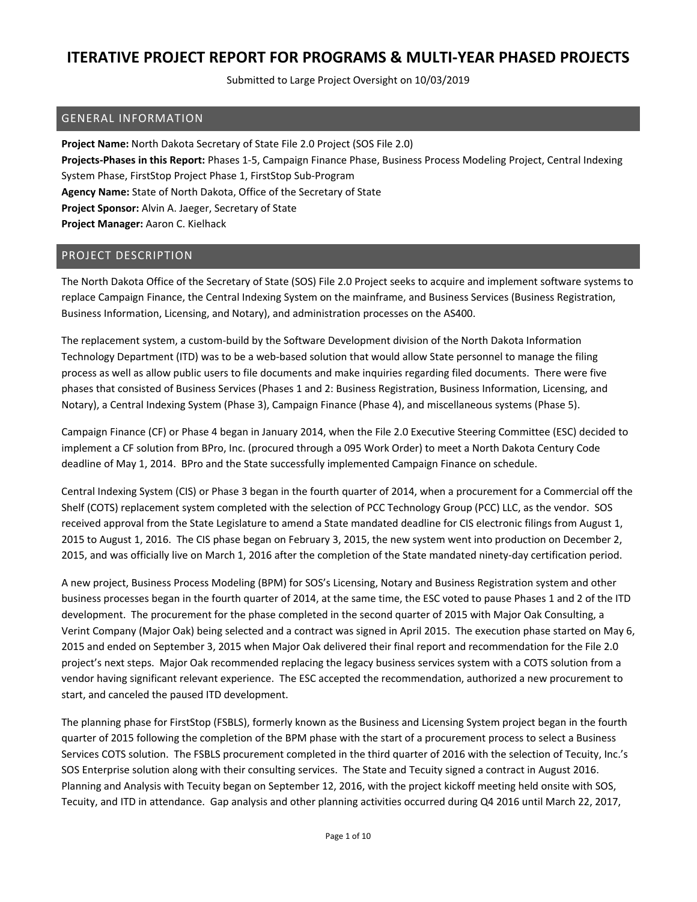# ITERATIVE PROJECT REPORT FOR PROGRAMS & MULTI-YEAR PHASED PROJECTS

Submitted to Large Project Oversight on 10/03/2019

## GENERAL INFORMATION

**Project Name:** North Dakota Secretary of State File 2.0 Project (SOS File 2.0)
**Projects-Phases in this Report:** Phases 1-5, Campaign Finance Phase, Business Process Modeling Project, Central Indexing System Phase, FirstStop Project Phase 1, FirstStop Sub-Program
**Agency Name:** State of North Dakota, Office of the Secretary of State
**Project Sponsor:** Alvin A. Jaeger, Secretary of State
**Project Manager:** Aaron C. Kielhack

## PROJECT DESCRIPTION

The North Dakota Office of the Secretary of State (SOS) File 2.0 Project seeks to acquire and implement software systems to replace Campaign Finance, the Central Indexing System on the mainframe, and Business Services (Business Registration, Business Information, Licensing, and Notary), and administration processes on the AS400.

The replacement system, a custom-build by the Software Development division of the North Dakota Information Technology Department (ITD) was to be a web-based solution that would allow State personnel to manage the filing process as well as allow public users to file documents and make inquiries regarding filed documents. There were five phases that consisted of Business Services (Phases 1 and 2: Business Registration, Business Information, Licensing, and Notary), a Central Indexing System (Phase 3), Campaign Finance (Phase 4), and miscellaneous systems (Phase 5).

Campaign Finance (CF) or Phase 4 began in January 2014, when the File 2.0 Executive Steering Committee (ESC) decided to implement a CF solution from BPro, Inc. (procured through a 095 Work Order) to meet a North Dakota Century Code deadline of May 1, 2014. BPro and the State successfully implemented Campaign Finance on schedule.

Central Indexing System (CIS) or Phase 3 began in the fourth quarter of 2014, when a procurement for a Commercial off the Shelf (COTS) replacement system completed with the selection of PCC Technology Group (PCC) LLC, as the vendor. SOS received approval from the State Legislature to amend a State mandated deadline for CIS electronic filings from August 1, 2015 to August 1, 2016. The CIS phase began on February 3, 2015, the new system went into production on December 2, 2015, and was officially live on March 1, 2016 after the completion of the State mandated ninety-day certification period.

A new project, Business Process Modeling (BPM) for SOS's Licensing, Notary and Business Registration system and other business processes began in the fourth quarter of 2014, at the same time, the ESC voted to pause Phases 1 and 2 of the ITD development. The procurement for the phase completed in the second quarter of 2015 with Major Oak Consulting, a Verint Company (Major Oak) being selected and a contract was signed in April 2015. The execution phase started on May 6, 2015 and ended on September 3, 2015 when Major Oak delivered their final report and recommendation for the File 2.0 project's next steps. Major Oak recommended replacing the legacy business services system with a COTS solution from a vendor having significant relevant experience. The ESC accepted the recommendation, authorized a new procurement to start, and canceled the paused ITD development.

The planning phase for FirstStop (FSBLS), formerly known as the Business and Licensing System project began in the fourth quarter of 2015 following the completion of the BPM phase with the start of a procurement process to select a Business Services COTS solution. The FSBLS procurement completed in the third quarter of 2016 with the selection of Tecuity, Inc.'s SOS Enterprise solution along with their consulting services. The State and Tecuity signed a contract in August 2016. Planning and Analysis with Tecuity began on September 12, 2016, with the project kickoff meeting held onsite with SOS, Tecuity, and ITD in attendance. Gap analysis and other planning activities occurred during Q4 2016 until March 22, 2017,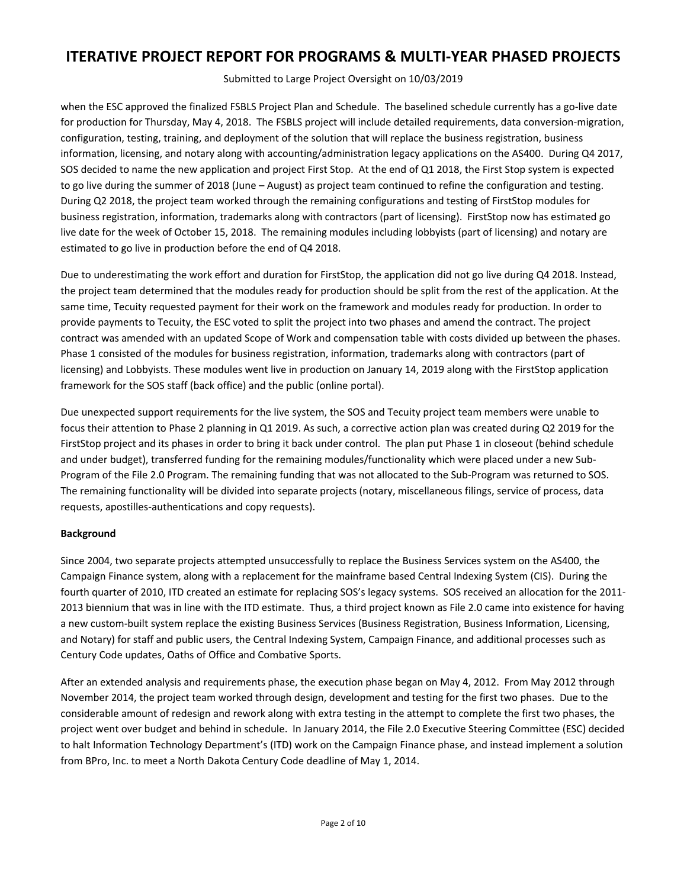when the ESC approved the finalized FSBLS Project Plan and Schedule. The baselined schedule currently has a go-live date for production for Thursday, May 4, 2018. The FSBLS project will include detailed requirements, data conversion-migration, configuration, testing, training, and deployment of the solution that will replace the business registration, business information, licensing, and notary along with accounting/administration legacy applications on the AS400. During Q4 2017, SOS decided to name the new application and project First Stop. At the end of Q1 2018, the First Stop system is expected to go live during the summer of 2018 (June – August) as project team continued to refine the configuration and testing. During Q2 2018, the project team worked through the remaining configurations and testing of FirstStop modules for business registration, information, trademarks along with contractors (part of licensing). FirstStop now has estimated go live date for the week of October 15, 2018. The remaining modules including lobbyists (part of licensing) and notary are estimated to go live in production before the end of Q4 2018.

Due to underestimating the work effort and duration for FirstStop, the application did not go live during Q4 2018. Instead, the project team determined that the modules ready for production should be split from the rest of the application. At the same time, Tecuity requested payment for their work on the framework and modules ready for production. In order to provide payments to Tecuity, the ESC voted to split the project into two phases and amend the contract. The project contract was amended with an updated Scope of Work and compensation table with costs divided up between the phases. Phase 1 consisted of the modules for business registration, information, trademarks along with contractors (part of licensing) and Lobbyists. These modules went live in production on January 14, 2019 along with the FirstStop application framework for the SOS staff (back office) and the public (online portal).

Due unexpected support requirements for the live system, the SOS and Tecuity project team members were unable to focus their attention to Phase 2 planning in Q1 2019. As such, a corrective action plan was created during Q2 2019 for the FirstStop project and its phases in order to bring it back under control. The plan put Phase 1 in closeout (behind schedule and under budget), transferred funding for the remaining modules/functionality which were placed under a new Sub-Program of the File 2.0 Program. The remaining funding that was not allocated to the Sub-Program was returned to SOS. The remaining functionality will be divided into separate projects (notary, miscellaneous filings, service of process, data requests, apostilles-authentications and copy requests).

**Background**

Since 2004, two separate projects attempted unsuccessfully to replace the Business Services system on the AS400, the Campaign Finance system, along with a replacement for the mainframe based Central Indexing System (CIS). During the fourth quarter of 2010, ITD created an estimate for replacing SOS's legacy systems. SOS received an allocation for the 2011-2013 biennium that was in line with the ITD estimate. Thus, a third project known as File 2.0 came into existence for having a new custom-built system replace the existing Business Services (Business Registration, Business Information, Licensing, and Notary) for staff and public users, the Central Indexing System, Campaign Finance, and additional processes such as Century Code updates, Oaths of Office and Combative Sports.

After an extended analysis and requirements phase, the execution phase began on May 4, 2012. From May 2012 through November 2014, the project team worked through design, development and testing for the first two phases. Due to the considerable amount of redesign and rework along with extra testing in the attempt to complete the first two phases, the project went over budget and behind in schedule. In January 2014, the File 2.0 Executive Steering Committee (ESC) decided to halt Information Technology Department's (ITD) work on the Campaign Finance phase, and instead implement a solution from BPro, Inc. to meet a North Dakota Century Code deadline of May 1, 2014.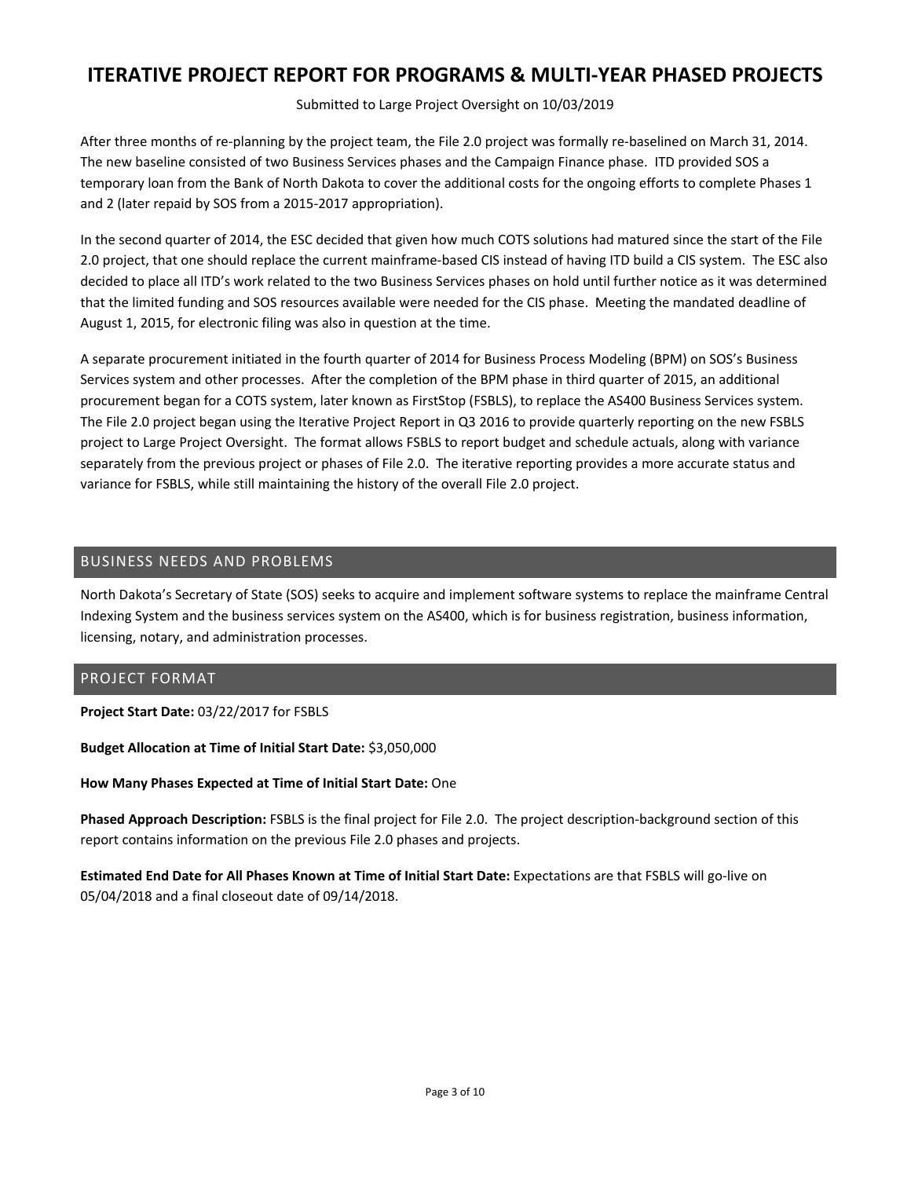After three months of re-planning by the project team, the File 2.0 project was formally re-baselined on March 31, 2014. The new baseline consisted of two Business Services phases and the Campaign Finance phase. ITD provided SOS a temporary loan from the Bank of North Dakota to cover the additional costs for the ongoing efforts to complete Phases 1 and 2 (later repaid by SOS from a 2015-2017 appropriation).

In the second quarter of 2014, the ESC decided that given how much COTS solutions had matured since the start of the File 2.0 project, that one should replace the current mainframe-based CIS instead of having ITD build a CIS system. The ESC also decided to place all ITD's work related to the two Business Services phases on hold until further notice as it was determined that the limited funding and SOS resources available were needed for the CIS phase. Meeting the mandated deadline of August 1, 2015, for electronic filing was also in question at the time.

A separate procurement initiated in the fourth quarter of 2014 for Business Process Modeling (BPM) on SOS's Business Services system and other processes. After the completion of the BPM phase in third quarter of 2015, an additional procurement began for a COTS system, later known as FirstStop (FSBLS), to replace the AS400 Business Services system. The File 2.0 project began using the Iterative Project Report in Q3 2016 to provide quarterly reporting on the new FSBLS project to Large Project Oversight. The format allows FSBLS to report budget and schedule actuals, along with variance separately from the previous project or phases of File 2.0. The iterative reporting provides a more accurate status and variance for FSBLS, while still maintaining the history of the overall File 2.0 project.

## BUSINESS NEEDS AND PROBLEMS

North Dakota's Secretary of State (SOS) seeks to acquire and implement software systems to replace the mainframe Central Indexing System and the business services system on the AS400, which is for business registration, business information, licensing, notary, and administration processes.

## PROJECT FORMAT

**Project Start Date:** 03/22/2017 for FSBLS

**Budget Allocation at Time of Initial Start Date:** $3,050,000

**How Many Phases Expected at Time of Initial Start Date:** One

**Phased Approach Description:** FSBLS is the final project for File 2.0. The project description-background section of this report contains information on the previous File 2.0 phases and projects.

**Estimated End Date for All Phases Known at Time of Initial Start Date:** Expectations are that FSBLS will go-live on 05/04/2018 and a final closeout date of 09/14/2018.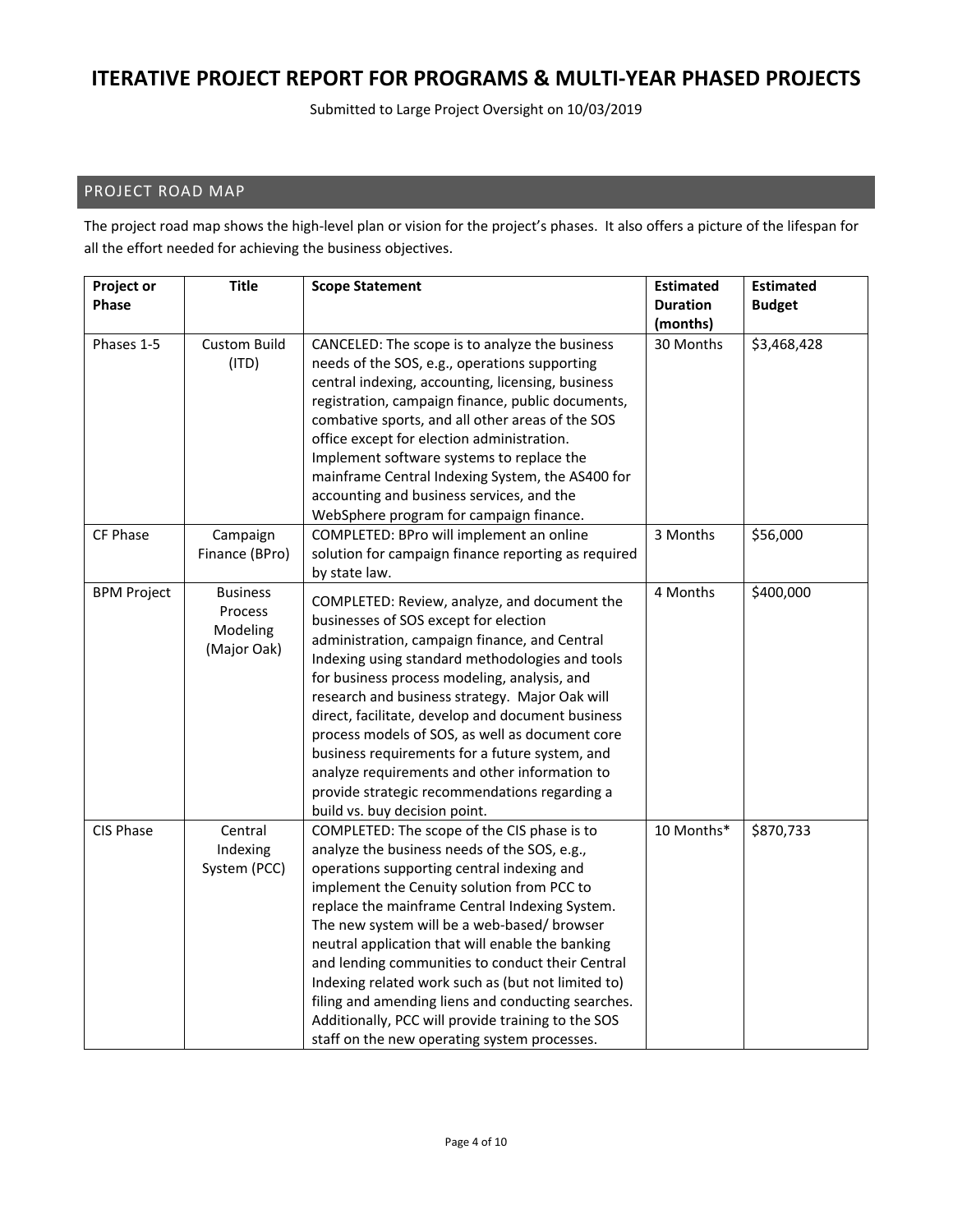# ITERATIVE PROJECT REPORT FOR PROGRAMS & MULTI-YEAR PHASED PROJECTS

Submitted to Large Project Oversight on 10/03/2019

## PROJECT ROAD MAP

The project road map shows the high-level plan or vision for the project's phases. It also offers a picture of the lifespan for all the effort needed for achieving the business objectives.

| Project or Phase | Title | Scope Statement | Estimated Duration (months) | Estimated Budget |
|---|---|---|---|---|
| Phases 1-5 | Custom Build (ITD) | CANCELED: The scope is to analyze the business needs of the SOS, e.g., operations supporting central indexing, accounting, licensing, business registration, campaign finance, public documents, combative sports, and all other areas of the SOS office except for election administration. Implement software systems to replace the mainframe Central Indexing System, the AS400 for accounting and business services, and the WebSphere program for campaign finance. | 30 Months | $3,468,428 |
| CF Phase | Campaign Finance (BPro) | COMPLETED: BPro will implement an online solution for campaign finance reporting as required by state law. | 3 Months | $56,000 |
| BPM Project | Business Process Modeling (Major Oak) | COMPLETED: Review, analyze, and document the businesses of SOS except for election administration, campaign finance, and Central Indexing using standard methodologies and tools for business process modeling, analysis, and research and business strategy. Major Oak will direct, facilitate, develop and document business process models of SOS, as well as document core business requirements for a future system, and analyze requirements and other information to provide strategic recommendations regarding a build vs. buy decision point. | 4 Months | $400,000 |
| CIS Phase | Central Indexing System (PCC) | COMPLETED: The scope of the CIS phase is to analyze the business needs of the SOS, e.g., operations supporting central indexing and implement the Cenuity solution from PCC to replace the mainframe Central Indexing System. The new system will be a web-based/ browser neutral application that will enable the banking and lending communities to conduct their Central Indexing related work such as (but not limited to) filing and amending liens and conducting searches. Additionally, PCC will provide training to the SOS staff on the new operating system processes. | 10 Months* | $870,733 |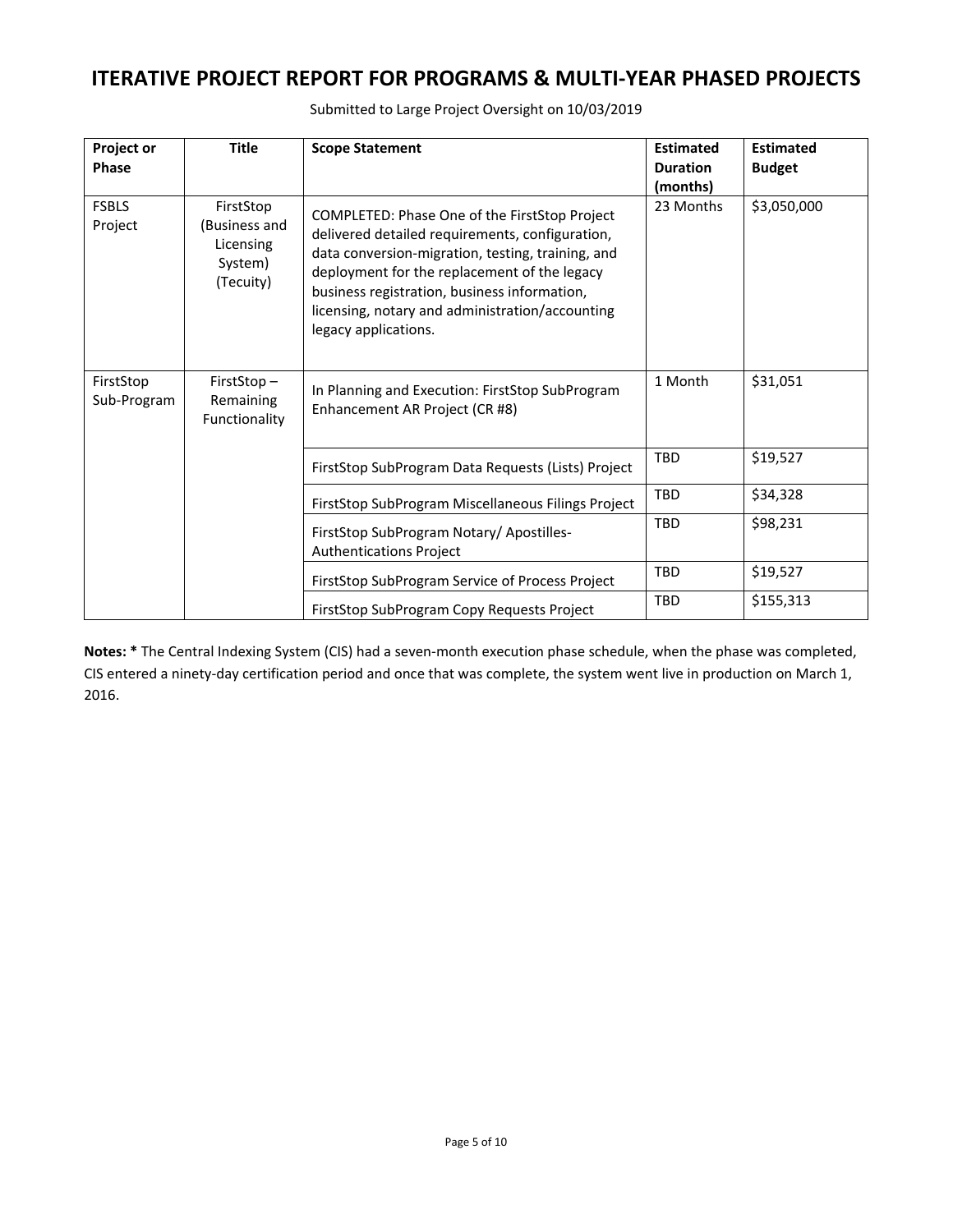# ITERATIVE PROJECT REPORT FOR PROGRAMS & MULTI-YEAR PHASED PROJECTS

Submitted to Large Project Oversight on 10/03/2019

| Project or Phase | Title | Scope Statement | Estimated Duration (months) | Estimated Budget |
|---|---|---|---|---|
| FSBLS Project | FirstStop (Business and Licensing System) (Tecuity) | COMPLETED: Phase One of the FirstStop Project delivered detailed requirements, configuration, data conversion-migration, testing, training, and deployment for the replacement of the legacy business registration, business information, licensing, notary and administration/accounting legacy applications. | 23 Months | $3,050,000 |
| FirstStop Sub-Program | FirstStop – Remaining Functionality | In Planning and Execution: FirstStop SubProgram Enhancement AR Project (CR #8) | 1 Month | $31,051 |
| | | FirstStop SubProgram Data Requests (Lists) Project | TBD | $19,527 |
| | | FirstStop SubProgram Miscellaneous Filings Project | TBD | $34,328 |
| | | FirstStop SubProgram Notary/ Apostilles-Authentications Project | TBD | $98,231 |
| | | FirstStop SubProgram Service of Process Project | TBD | $19,527 |
| | | FirstStop SubProgram Copy Requests Project | TBD | $155,313 |

**Notes: *** The Central Indexing System (CIS) had a seven-month execution phase schedule, when the phase was completed, CIS entered a ninety-day certification period and once that was complete, the system went live in production on March 1, 2016.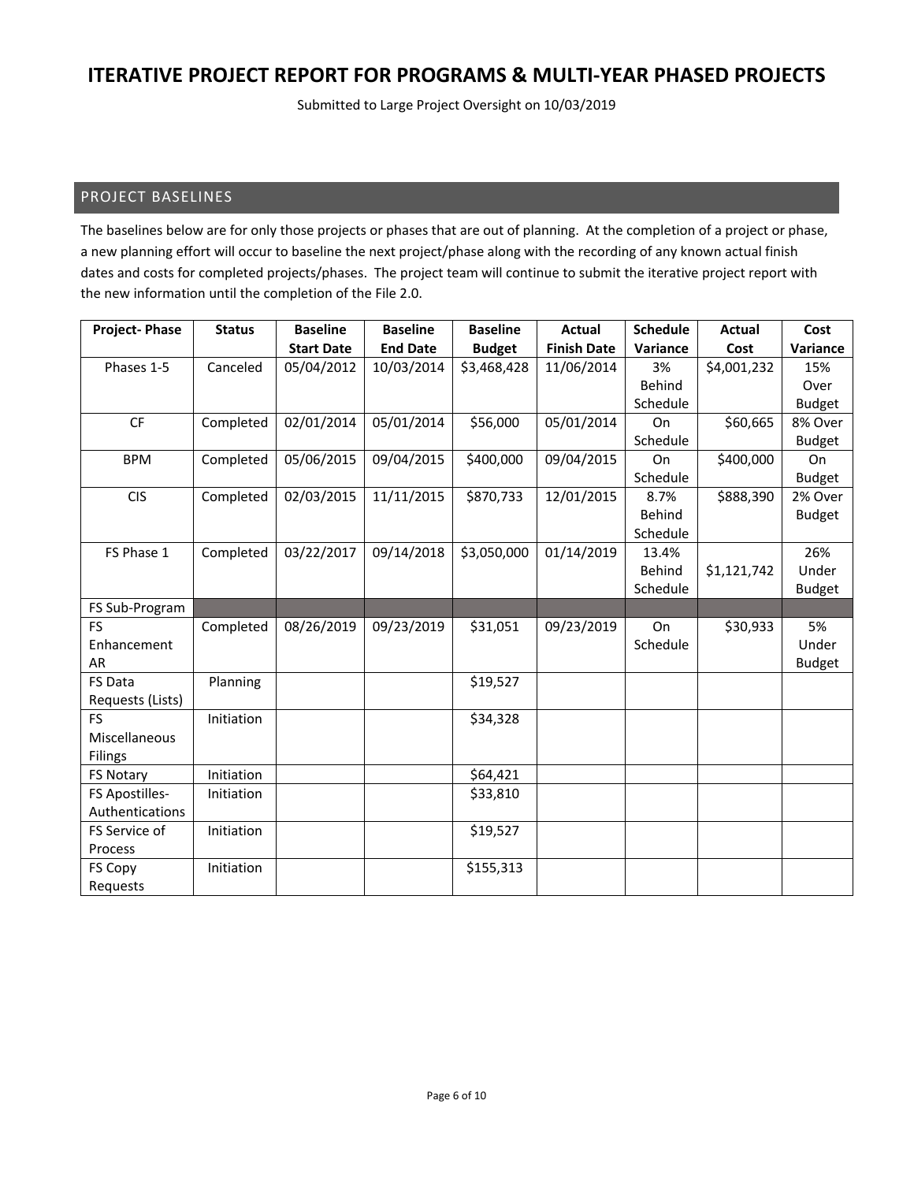# ITERATIVE PROJECT REPORT FOR PROGRAMS & MULTI-YEAR PHASED PROJECTS

Submitted to Large Project Oversight on 10/03/2019

## PROJECT BASELINES

The baselines below are for only those projects or phases that are out of planning. At the completion of a project or phase, a new planning effort will occur to baseline the next project/phase along with the recording of any known actual finish dates and costs for completed projects/phases. The project team will continue to submit the iterative project report with the new information until the completion of the File 2.0.

| Project- Phase | Status | Baseline Start Date | Baseline End Date | Baseline Budget | Actual Finish Date | Schedule Variance | Actual Cost | Cost Variance |
|---|---|---|---|---|---|---|---|---|
| Phases 1-5 | Canceled | 05/04/2012 | 10/03/2014 | $3,468,428 | 11/06/2014 | 3% Behind Schedule | $4,001,232 | 15% Over Budget |
| CF | Completed | 02/01/2014 | 05/01/2014 | $56,000 | 05/01/2014 | On Schedule | $60,665 | 8% Over Budget |
| BPM | Completed | 05/06/2015 | 09/04/2015 | $400,000 | 09/04/2015 | On Schedule | $400,000 | On Budget |
| CIS | Completed | 02/03/2015 | 11/11/2015 | $870,733 | 12/01/2015 | 8.7% Behind Schedule | $888,390 | 2% Over Budget |
| FS Phase 1 | Completed | 03/22/2017 | 09/14/2018 | $3,050,000 | 01/14/2019 | 13.4% Behind Schedule | $1,121,742 | 26% Under Budget |
| FS Sub-Program | | | | | | | | |
| FS Enhancement AR | Completed | 08/26/2019 | 09/23/2019 | $31,051 | 09/23/2019 | On Schedule | $30,933 | 5% Under Budget |
| FS Data Requests (Lists) | Planning | | | $19,527 | | | | |
| FS Miscellaneous Filings | Initiation | | | $34,328 | | | | |
| FS Notary | Initiation | | | $64,421 | | | | |
| FS Apostilles-Authentications | Initiation | | | $33,810 | | | | |
| FS Service of Process | Initiation | | | $19,527 | | | | |
| FS Copy Requests | Initiation | | | $155,313 | | | | |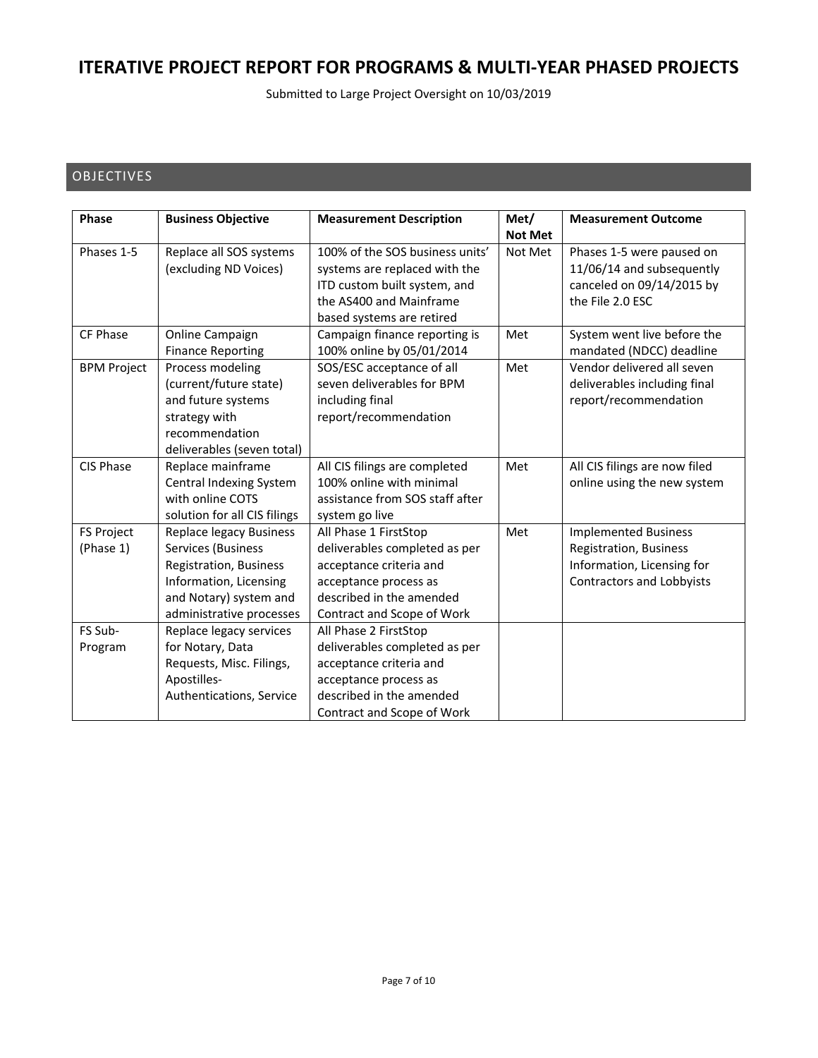# ITERATIVE PROJECT REPORT FOR PROGRAMS & MULTI-YEAR PHASED PROJECTS

Submitted to Large Project Oversight on 10/03/2019

## OBJECTIVES

| Phase | Business Objective | Measurement Description | Met/ Not Met | Measurement Outcome |
|---|---|---|---|---|
| Phases 1-5 | Replace all SOS systems (excluding ND Voices) | 100% of the SOS business units' systems are replaced with the ITD custom built system, and the AS400 and Mainframe based systems are retired | Not Met | Phases 1-5 were paused on 11/06/14 and subsequently canceled on 09/14/2015 by the File 2.0 ESC |
| CF Phase | Online Campaign Finance Reporting | Campaign finance reporting is 100% online by 05/01/2014 | Met | System went live before the mandated (NDCC) deadline |
| BPM Project | Process modeling (current/future state) and future systems strategy with recommendation deliverables (seven total) | SOS/ESC acceptance of all seven deliverables for BPM including final report/recommendation | Met | Vendor delivered all seven deliverables including final report/recommendation |
| CIS Phase | Replace mainframe Central Indexing System with online COTS solution for all CIS filings | All CIS filings are completed 100% online with minimal assistance from SOS staff after system go live | Met | All CIS filings are now filed online using the new system |
| FS Project (Phase 1) | Replace legacy Business Services (Business Registration, Business Information, Licensing and Notary) system and administrative processes | All Phase 1 FirstStop deliverables completed as per acceptance criteria and acceptance process as described in the amended Contract and Scope of Work | Met | Implemented Business Registration, Business Information, Licensing for Contractors and Lobbyists |
| FS Sub-Program | Replace legacy services for Notary, Data Requests, Misc. Filings, Apostilles-Authentications, Service | All Phase 2 FirstStop deliverables completed as per acceptance criteria and acceptance process as described in the amended Contract and Scope of Work | | |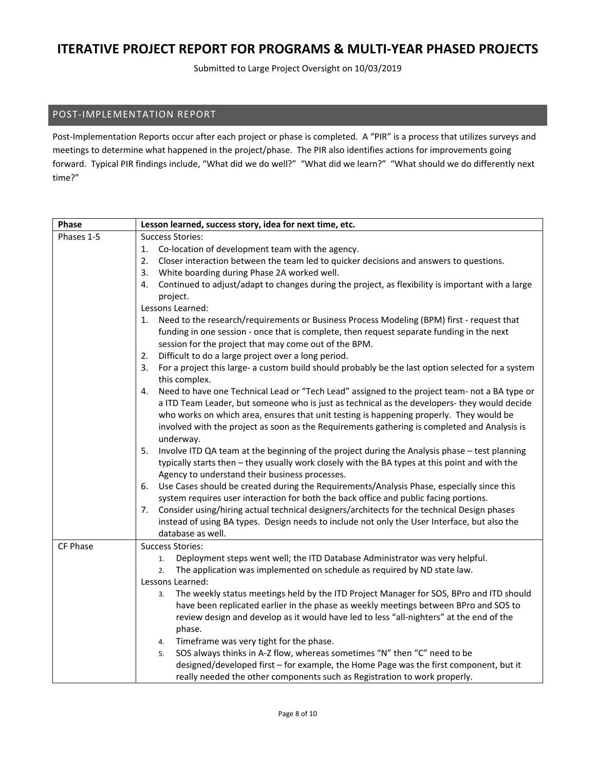# ITERATIVE PROJECT REPORT FOR PROGRAMS & MULTI-YEAR PHASED PROJECTS

Submitted to Large Project Oversight on 10/03/2019

## POST-IMPLEMENTATION REPORT

Post-Implementation Reports occur after each project or phase is completed. A "PIR" is a process that utilizes surveys and meetings to determine what happened in the project/phase. The PIR also identifies actions for improvements going forward. Typical PIR findings include, "What did we do well?" "What did we learn?" "What should we do differently next time?"

| Phase | Lesson learned, success story, idea for next time, etc. |
|---|---|
| Phases 1-5 | Success Stories:<br>1. Co-location of development team with the agency.<br>2. Closer interaction between the team led to quicker decisions and answers to questions.<br>3. White boarding during Phase 2A worked well.<br>4. Continued to adjust/adapt to changes during the project, as flexibility is important with a large project.<br>Lessons Learned:<br>1. Need to the research/requirements or Business Process Modeling (BPM) first - request that funding in one session - once that is complete, then request separate funding in the next session for the project that may come out of the BPM.<br>2. Difficult to do a large project over a long period.<br>3. For a project this large- a custom build should probably be the last option selected for a system this complex.<br>4. Need to have one Technical Lead or "Tech Lead" assigned to the project team- not a BA type or a ITD Team Leader, but someone who is just as technical as the developers- they would decide who works on which area, ensures that unit testing is happening properly. They would be involved with the project as soon as the Requirements gathering is completed and Analysis is underway.<br>5. Involve ITD QA team at the beginning of the project during the Analysis phase – test planning typically starts then – they usually work closely with the BA types at this point and with the Agency to understand their business processes.<br>6. Use Cases should be created during the Requirements/Analysis Phase, especially since this system requires user interaction for both the back office and public facing portions.<br>7. Consider using/hiring actual technical designers/architects for the technical Design phases instead of using BA types. Design needs to include not only the User Interface, but also the database as well. |
| CF Phase | Success Stories:<br>1. Deployment steps went well; the ITD Database Administrator was very helpful.<br>2. The application was implemented on schedule as required by ND state law.<br>Lessons Learned:<br>3. The weekly status meetings held by the ITD Project Manager for SOS, BPro and ITD should have been replicated earlier in the phase as weekly meetings between BPro and SOS to review design and develop as it would have led to less "all-nighters" at the end of the phase.<br>4. Timeframe was very tight for the phase.<br>5. SOS always thinks in A-Z flow, whereas sometimes "N" then "C" need to be designed/developed first – for example, the Home Page was the first component, but it really needed the other components such as Registration to work properly. |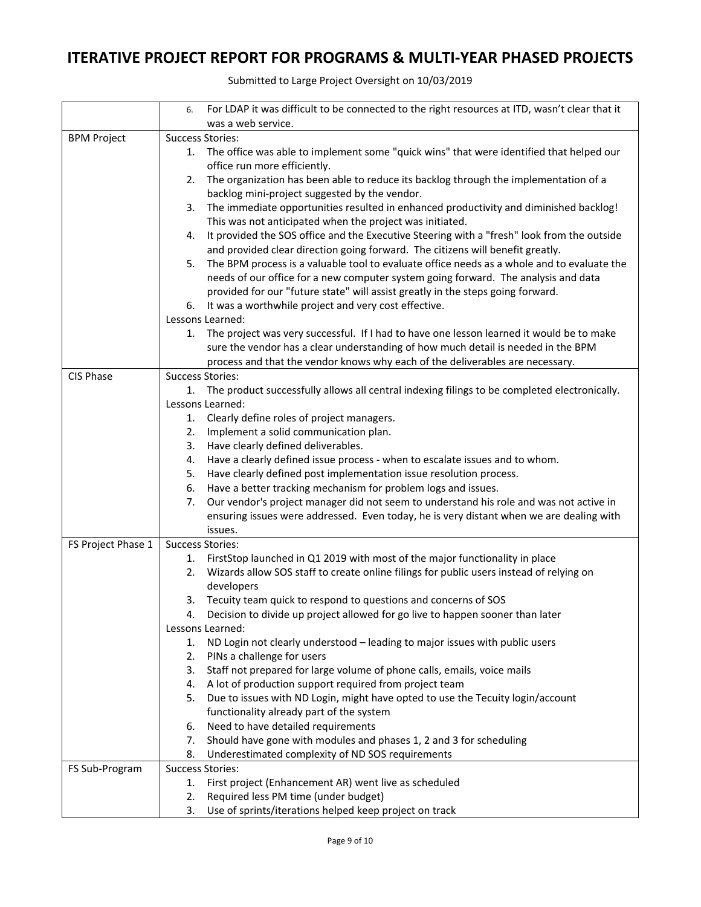# ITERATIVE PROJECT REPORT FOR PROGRAMS & MULTI-YEAR PHASED PROJECTS

Submitted to Large Project Oversight on 10/03/2019

| | |
|---|---|
| | 6. For LDAP it was difficult to be connected to the right resources at ITD, wasn't clear that it was a web service. |
| BPM Project | Success Stories:<br>1. The office was able to implement some "quick wins" that were identified that helped our office run more efficiently.<br>2. The organization has been able to reduce its backlog through the implementation of a backlog mini-project suggested by the vendor.<br>3. The immediate opportunities resulted in enhanced productivity and diminished backlog! This was not anticipated when the project was initiated.<br>4. It provided the SOS office and the Executive Steering with a "fresh" look from the outside and provided clear direction going forward. The citizens will benefit greatly.<br>5. The BPM process is a valuable tool to evaluate office needs as a whole and to evaluate the needs of our office for a new computer system going forward. The analysis and data provided for our "future state" will assist greatly in the steps going forward.<br>6. It was a worthwhile project and very cost effective.<br>Lessons Learned:<br>1. The project was very successful. If I had to have one lesson learned it would be to make sure the vendor has a clear understanding of how much detail is needed in the BPM process and that the vendor knows why each of the deliverables are necessary. |
| CIS Phase | Success Stories:<br>1. The product successfully allows all central indexing filings to be completed electronically.<br>Lessons Learned:<br>1. Clearly define roles of project managers.<br>2. Implement a solid communication plan.<br>3. Have clearly defined deliverables.<br>4. Have a clearly defined issue process - when to escalate issues and to whom.<br>5. Have clearly defined post implementation issue resolution process.<br>6. Have a better tracking mechanism for problem logs and issues.<br>7. Our vendor's project manager did not seem to understand his role and was not active in ensuring issues were addressed. Even today, he is very distant when we are dealing with issues. |
| FS Project Phase 1 | Success Stories:<br>1. FirstStop launched in Q1 2019 with most of the major functionality in place<br>2. Wizards allow SOS staff to create online filings for public users instead of relying on developers<br>3. Tecuity team quick to respond to questions and concerns of SOS<br>4. Decision to divide up project allowed for go live to happen sooner than later<br>Lessons Learned:<br>1. ND Login not clearly understood – leading to major issues with public users<br>2. PINs a challenge for users<br>3. Staff not prepared for large volume of phone calls, emails, voice mails<br>4. A lot of production support required from project team<br>5. Due to issues with ND Login, might have opted to use the Tecuity login/account functionality already part of the system<br>6. Need to have detailed requirements<br>7. Should have gone with modules and phases 1, 2 and 3 for scheduling<br>8. Underestimated complexity of ND SOS requirements |
| FS Sub-Program | Success Stories:<br>1. First project (Enhancement AR) went live as scheduled<br>2. Required less PM time (under budget)<br>3. Use of sprints/iterations helped keep project on track |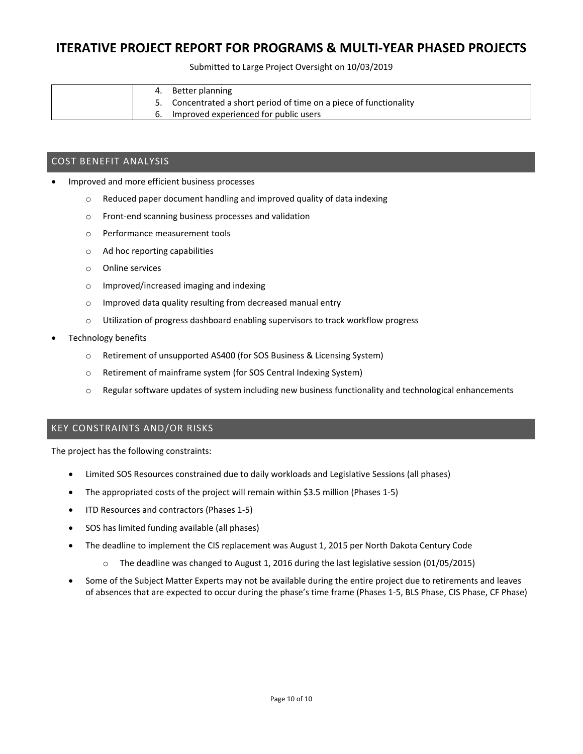| | |
|---|---|
| | 4. Better planning<br>5. Concentrated a short period of time on a piece of functionality<br>6. Improved experienced for public users |

## COST BENEFIT ANALYSIS

- Improved and more efficient business processes
  - Reduced paper document handling and improved quality of data indexing
  - Front-end scanning business processes and validation
  - Performance measurement tools
  - Ad hoc reporting capabilities
  - Online services
  - Improved/increased imaging and indexing
  - Improved data quality resulting from decreased manual entry
  - Utilization of progress dashboard enabling supervisors to track workflow progress
- Technology benefits
  - Retirement of unsupported AS400 (for SOS Business & Licensing System)
  - Retirement of mainframe system (for SOS Central Indexing System)
  - Regular software updates of system including new business functionality and technological enhancements

## KEY CONSTRAINTS AND/OR RISKS

The project has the following constraints:

- Limited SOS Resources constrained due to daily workloads and Legislative Sessions (all phases)
- The appropriated costs of the project will remain within $3.5 million (Phases 1-5)
- ITD Resources and contractors (Phases 1-5)
- SOS has limited funding available (all phases)
- The deadline to implement the CIS replacement was August 1, 2015 per North Dakota Century Code
  - The deadline was changed to August 1, 2016 during the last legislative session (01/05/2015)
- Some of the Subject Matter Experts may not be available during the entire project due to retirements and leaves of absences that are expected to occur during the phase's time frame (Phases 1-5, BLS Phase, CIS Phase, CF Phase)